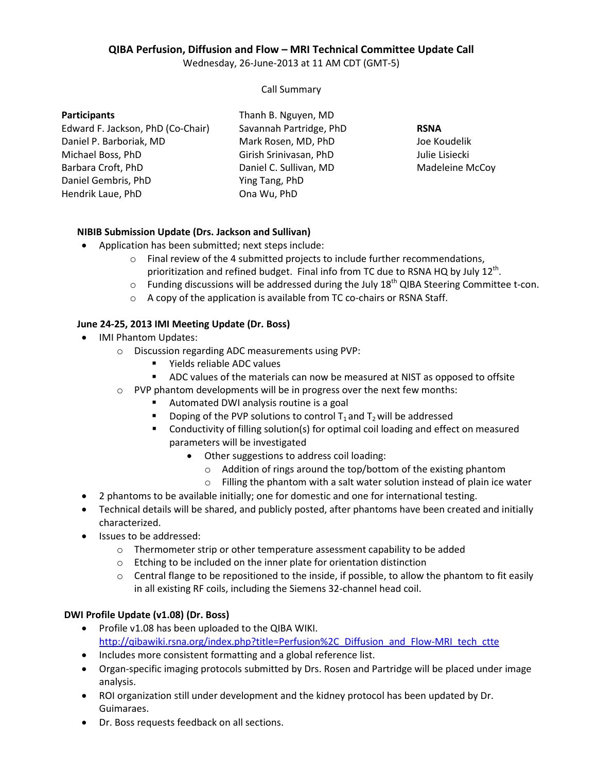# QIBA Perfusion, Diffusion and Flow – MRI Technical Committee Update Call

Wednesday, 26-June-2013 at 11 AM CDT (GMT-5)

Call Summary

**Participants**

Edward F. Jackson, PhD (Co-Chair)
Daniel P. Barboriak, MD
Michael Boss, PhD
Barbara Croft, PhD
Daniel Gembris, PhD
Hendrik Laue, PhD
Thanh B. Nguyen, MD
Savannah Partridge, PhD
Mark Rosen, MD, PhD
Girish Srinivasan, PhD
Daniel C. Sullivan, MD
Ying Tang, PhD
Ona Wu, PhD

**RSNA**

Joe Koudelik
Julie Lisiecki
Madeleine McCoy

**NIBIB Submission Update (Drs. Jackson and Sullivan)**

- Application has been submitted; next steps include:
  - Final review of the 4 submitted projects to include further recommendations, prioritization and refined budget. Final info from TC due to RSNA HQ by July 12th.
  - Funding discussions will be addressed during the July 18th QIBA Steering Committee t-con.
  - A copy of the application is available from TC co-chairs or RSNA Staff.

**June 24-25, 2013 IMI Meeting Update (Dr. Boss)**

- IMI Phantom Updates:
  - Discussion regarding ADC measurements using PVP:
    - Yields reliable ADC values
    - ADC values of the materials can now be measured at NIST as opposed to offsite
  - PVP phantom developments will be in progress over the next few months:
    - Automated DWI analysis routine is a goal
    - Doping of the PVP solutions to control $T_1$ and $T_2$ will be addressed
    - Conductivity of filling solution(s) for optimal coil loading and effect on measured parameters will be investigated
      - Other suggestions to address coil loading:
        - Addition of rings around the top/bottom of the existing phantom
        - Filling the phantom with a salt water solution instead of plain ice water
- 2 phantoms to be available initially; one for domestic and one for international testing.
- Technical details will be shared, and publicly posted, after phantoms have been created and initially characterized.
- Issues to be addressed:
  - Thermometer strip or other temperature assessment capability to be added
  - Etching to be included on the inner plate for orientation distinction
  - Central flange to be repositioned to the inside, if possible, to allow the phantom to fit easily in all existing RF coils, including the Siemens 32-channel head coil.

**DWI Profile Update (v1.08) (Dr. Boss)**

- Profile v1.08 has been uploaded to the QIBA WIKI.
  http://qibawiki.rsna.org/index.php?title=Perfusion%2C_Diffusion_and_Flow-MRI_tech_ctte
- Includes more consistent formatting and a global reference list.
- Organ-specific imaging protocols submitted by Drs. Rosen and Partridge will be placed under image analysis.
- ROI organization still under development and the kidney protocol has been updated by Dr. Guimaraes.
- Dr. Boss requests feedback on all sections.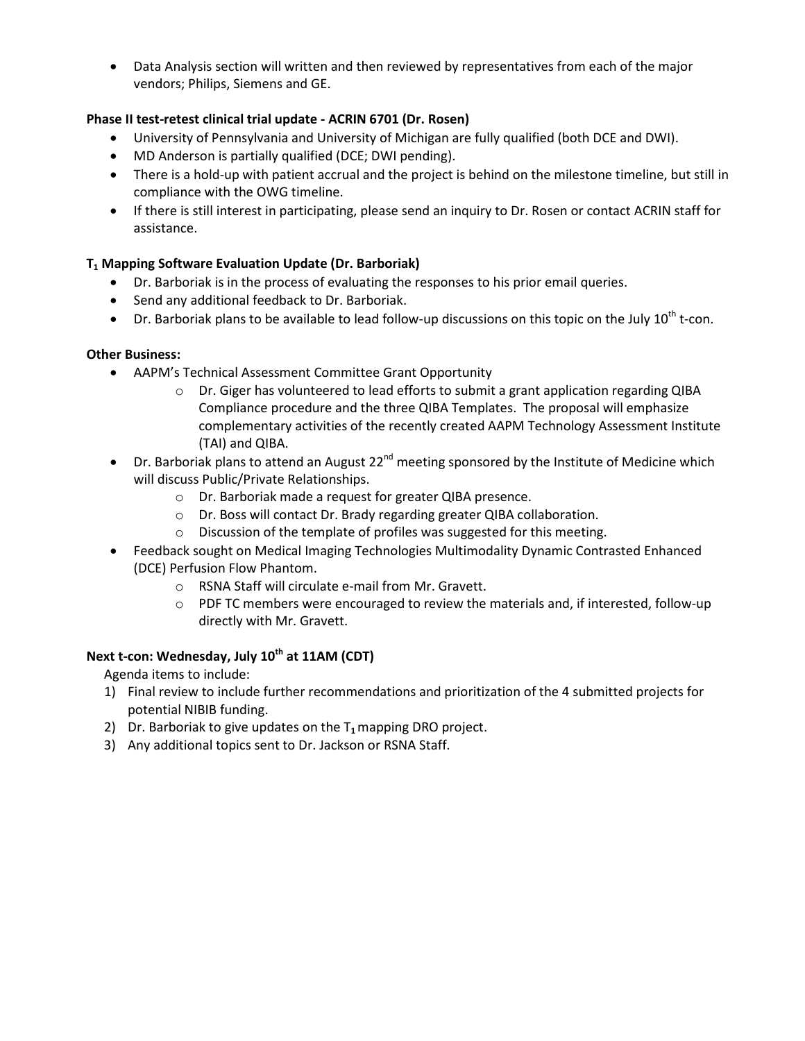- Data Analysis section will written and then reviewed by representatives from each of the major vendors; Philips, Siemens and GE.

**Phase II test-retest clinical trial update - ACRIN 6701 (Dr. Rosen)**

- University of Pennsylvania and University of Michigan are fully qualified (both DCE and DWI).
- MD Anderson is partially qualified (DCE; DWI pending).
- There is a hold-up with patient accrual and the project is behind on the milestone timeline, but still in compliance with the OWG timeline.
- If there is still interest in participating, please send an inquiry to Dr. Rosen or contact ACRIN staff for assistance.

**$T_1$ Mapping Software Evaluation Update (Dr. Barboriak)**

- Dr. Barboriak is in the process of evaluating the responses to his prior email queries.
- Send any additional feedback to Dr. Barboriak.
- Dr. Barboriak plans to be available to lead follow-up discussions on this topic on the July 10th t-con.

**Other Business:**

- AAPM's Technical Assessment Committee Grant Opportunity
  - Dr. Giger has volunteered to lead efforts to submit a grant application regarding QIBA Compliance procedure and the three QIBA Templates. The proposal will emphasize complementary activities of the recently created AAPM Technology Assessment Institute (TAI) and QIBA.
- Dr. Barboriak plans to attend an August 22nd meeting sponsored by the Institute of Medicine which will discuss Public/Private Relationships.
  - Dr. Barboriak made a request for greater QIBA presence.
  - Dr. Boss will contact Dr. Brady regarding greater QIBA collaboration.
  - Discussion of the template of profiles was suggested for this meeting.
- Feedback sought on Medical Imaging Technologies Multimodality Dynamic Contrasted Enhanced (DCE) Perfusion Flow Phantom.
  - RSNA Staff will circulate e-mail from Mr. Gravett.
  - PDF TC members were encouraged to review the materials and, if interested, follow-up directly with Mr. Gravett.

**Next t-con: Wednesday, July 10th at 11AM (CDT)**

Agenda items to include:

1) Final review to include further recommendations and prioritization of the 4 submitted projects for potential NIBIB funding.
2) Dr. Barboriak to give updates on the $T_1$ mapping DRO project.
3) Any additional topics sent to Dr. Jackson or RSNA Staff.